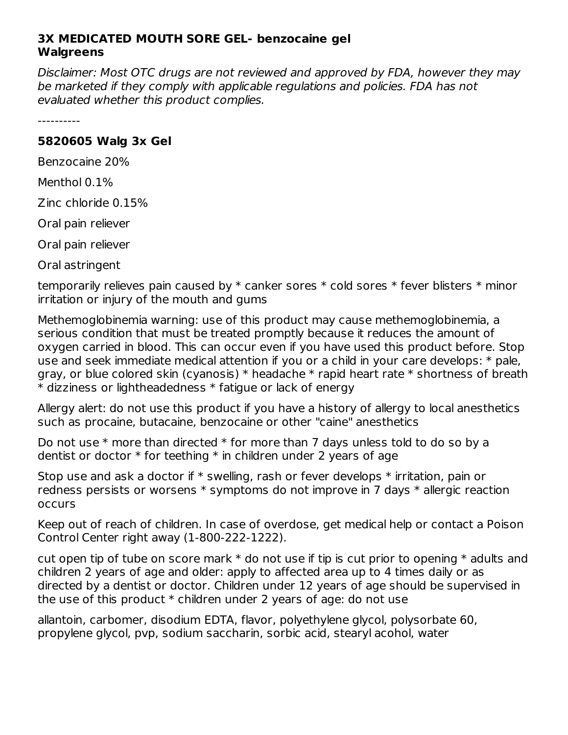**3X MEDICATED MOUTH SORE GEL- benzocaine gel**
**Walgreens**

*Disclaimer: Most OTC drugs are not reviewed and approved by FDA, however they may be marketed if they comply with applicable regulations and policies. FDA has not evaluated whether this product complies.*

----------

### 5820605 Walg 3x Gel

Benzocaine 20%

Menthol 0.1%

Zinc chloride 0.15%

Oral pain reliever

Oral pain reliever

Oral astringent

temporarily relieves pain caused by * canker sores * cold sores * fever blisters * minor irritation or injury of the mouth and gums

Methemoglobinemia warning: use of this product may cause methemoglobinemia, a serious condition that must be treated promptly because it reduces the amount of oxygen carried in blood. This can occur even if you have used this product before. Stop use and seek immediate medical attention if you or a child in your care develops: * pale, gray, or blue colored skin (cyanosis) * headache * rapid heart rate * shortness of breath * dizziness or lightheadedness * fatigue or lack of energy

Allergy alert: do not use this product if you have a history of allergy to local anesthetics such as procaine, butacaine, benzocaine or other "caine" anesthetics

Do not use * more than directed * for more than 7 days unless told to do so by a dentist or doctor * for teething * in children under 2 years of age

Stop use and ask a doctor if * swelling, rash or fever develops * irritation, pain or redness persists or worsens * symptoms do not improve in 7 days * allergic reaction occurs

Keep out of reach of children. In case of overdose, get medical help or contact a Poison Control Center right away (1-800-222-1222).

cut open tip of tube on score mark * do not use if tip is cut prior to opening * adults and children 2 years of age and older: apply to affected area up to 4 times daily or as directed by a dentist or doctor. Children under 12 years of age should be supervised in the use of this product * children under 2 years of age: do not use

allantoin, carbomer, disodium EDTA, flavor, polyethylene glycol, polysorbate 60, propylene glycol, pvp, sodium saccharin, sorbic acid, stearyl acohol, water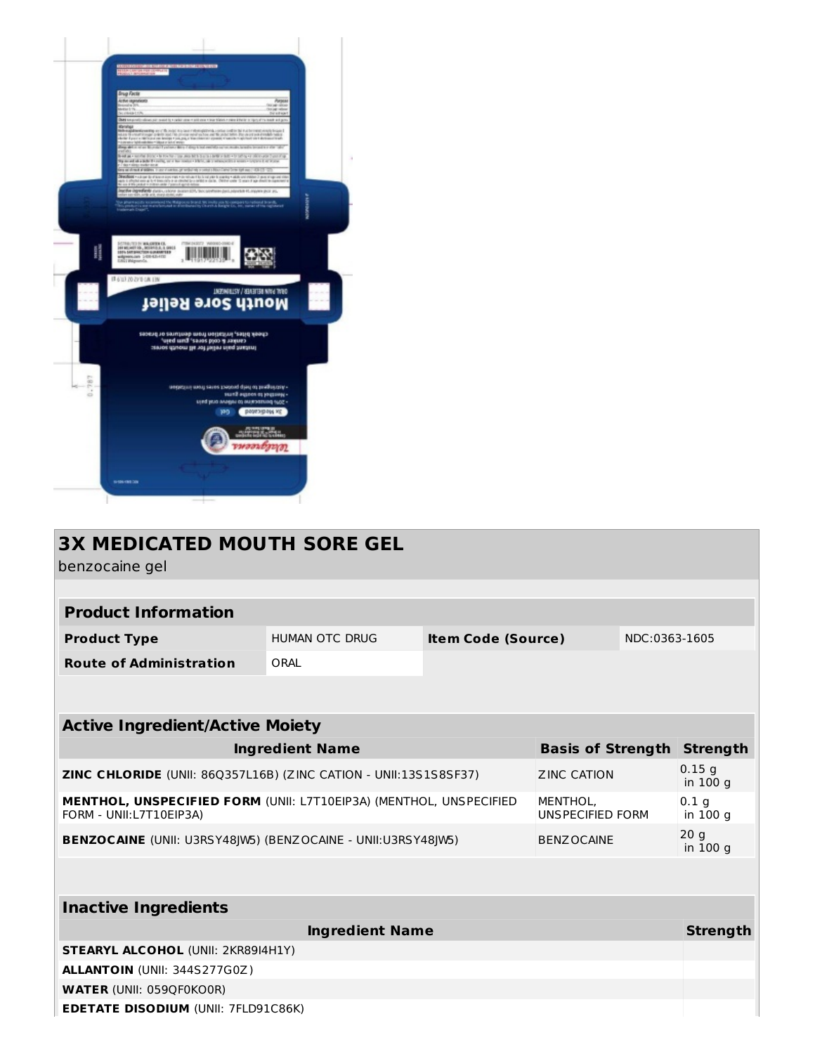# 3X MEDICATED MOUTH SORE GEL

benzocaine gel

| Product Information | | | |
|---|---|---|---|
| **Product Type** | HUMAN OTC DRUG | **Item Code (Source)** | NDC:0363-1605 |
| **Route of Administration** | ORAL | | |

| Active Ingredient/Active Moiety | | |
|---|---|---|
| **Ingredient Name** | **Basis of Strength** | **Strength** |
| **ZINC CHLORIDE** (UNII: 86Q357L16B) (ZINC CATION - UNII:13S1S8SF37) | ZINC CATION | 0.15 g in 100 g |
| **MENTHOL, UNSPECIFIED FORM** (UNII: L7T10EIP3A) (MENTHOL, UNSPECIFIED FORM - UNII:L7T10EIP3A) | MENTHOL, UNSPECIFIED FORM | 0.1 g in 100 g |
| **BENZOCAINE** (UNII: U3RSY48JW5) (BENZOCAINE - UNII:U3RSY48JW5) | BENZOCAINE | 20 g in 100 g |

| Inactive Ingredients | |
|---|---|
| **Ingredient Name** | **Strength** |
| **STEARYL ALCOHOL** (UNII: 2KR89I4H1Y) | |
| **ALLANTOIN** (UNII: 344S277G0Z) | |
| **WATER** (UNII: 059QF0KO0R) | |
| **EDETATE DISODIUM** (UNII: 7FLD91C86K) | |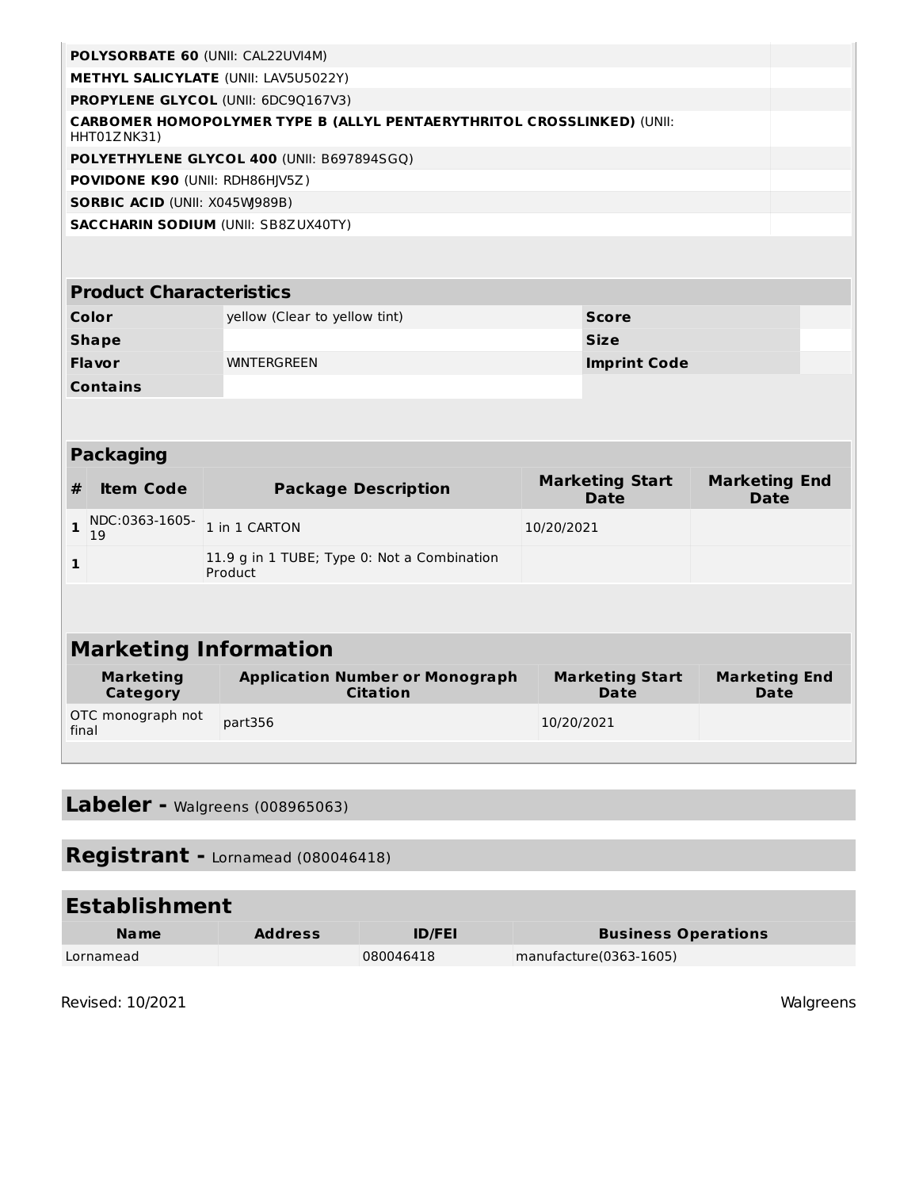| | |
|---|---|
| **POLYSORBATE 60** (UNII: CAL22UVI4M) | |
| **METHYL SALICYLATE** (UNII: LAV5U5022Y) | |
| **PROPYLENE GLYCOL** (UNII: 6DC9Q167V3) | |
| **CARBOMER HOMOPOLYMER TYPE B (ALLYL PENTAERYTHRITOL CROSSLINKED)** (UNII: HHT01ZNK31) | |
| **POLYETHYLENE GLYCOL 400** (UNII: B697894SGQ) | |
| **POVIDONE K90** (UNII: RDH86HJV5Z) | |
| **SORBIC ACID** (UNII: X045WJ989B) | |
| **SACCHARIN SODIUM** (UNII: SB8ZUX40TY) | |

## Product Characteristics

| | | | |
|---|---|---|---|
| **Color** | yellow (Clear to yellow tint) | **Score** | |
| **Shape** | | **Size** | |
| **Flavor** | WINTERGREEN | **Imprint Code** | |
| **Contains** | | | |

## Packaging

| # | Item Code | Package Description | Marketing Start Date | Marketing End Date |
|---|---|---|---|---|
| 1 | NDC:0363-1605-19 | 1 in 1 CARTON | 10/20/2021 | |
| 1 | | 11.9 g in 1 TUBE; Type 0: Not a Combination Product | | |

## Marketing Information

| Marketing Category | Application Number or Monograph Citation | Marketing Start Date | Marketing End Date |
|---|---|---|---|
| OTC monograph not final | part356 | 10/20/2021 | |

## Labeler - Walgreens (008965063)

## Registrant - Lornamead (080046418)

## Establishment

| Name | Address | ID/FEI | Business Operations |
|---|---|---|---|
| Lornamead | | 080046418 | manufacture(0363-1605) |

Revised: 10/2021 Walgreens